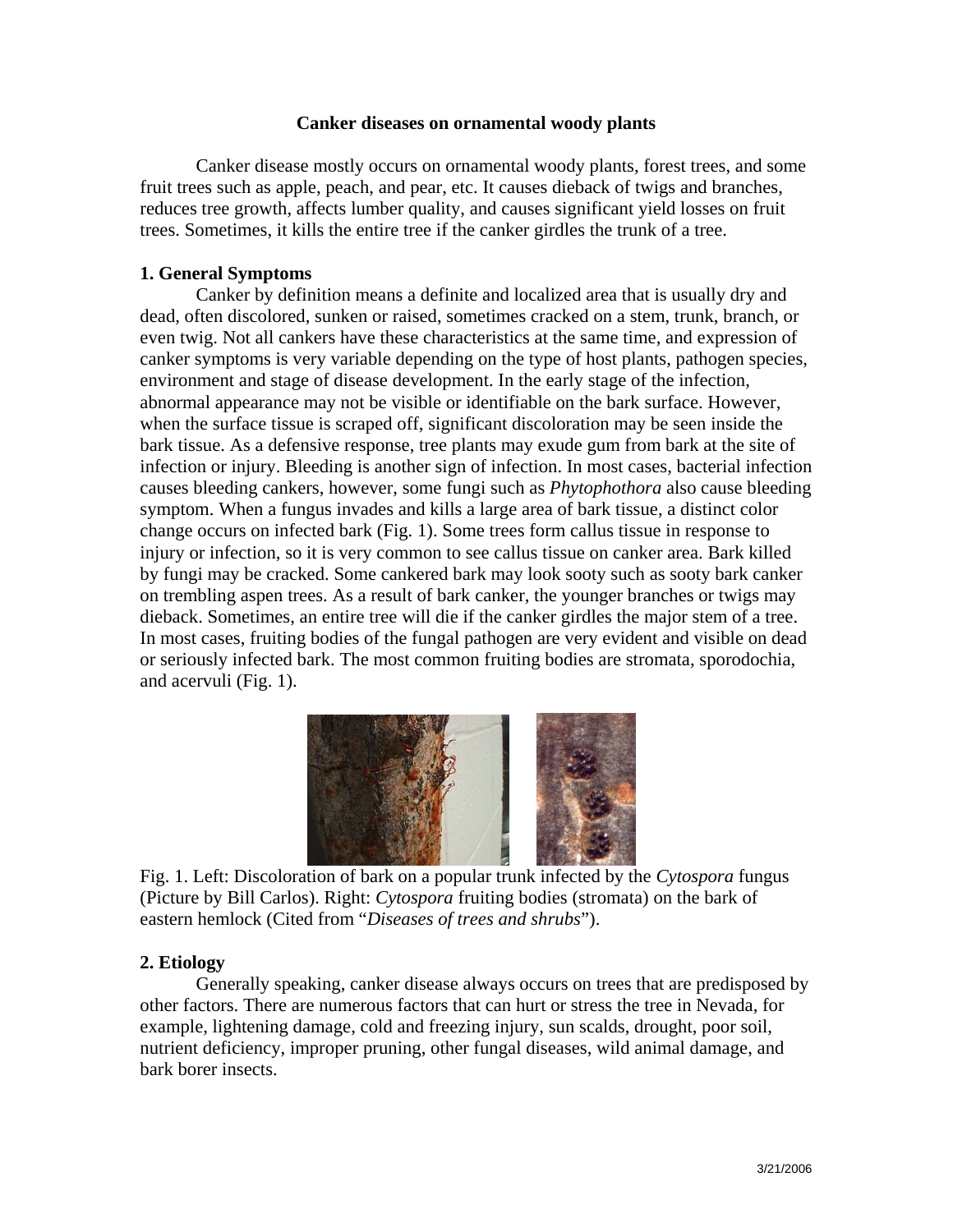# Canker diseases on ornamental woody plants

Canker disease mostly occurs on ornamental woody plants, forest trees, and some fruit trees such as apple, peach, and pear, etc. It causes dieback of twigs and branches, reduces tree growth, affects lumber quality, and causes significant yield losses on fruit trees. Sometimes, it kills the entire tree if the canker girdles the trunk of a tree.

## 1. General Symptoms

Canker by definition means a definite and localized area that is usually dry and dead, often discolored, sunken or raised, sometimes cracked on a stem, trunk, branch, or even twig. Not all cankers have these characteristics at the same time, and expression of canker symptoms is very variable depending on the type of host plants, pathogen species, environment and stage of disease development. In the early stage of the infection, abnormal appearance may not be visible or identifiable on the bark surface. However, when the surface tissue is scraped off, significant discoloration may be seen inside the bark tissue. As a defensive response, tree plants may exude gum from bark at the site of infection or injury. Bleeding is another sign of infection. In most cases, bacterial infection causes bleeding cankers, however, some fungi such as *Phytophthora* also cause bleeding symptom. When a fungus invades and kills a large area of bark tissue, a distinct color change occurs on infected bark (Fig. 1). Some trees form callus tissue in response to injury or infection, so it is very common to see callus tissue on canker area. Bark killed by fungi may be cracked. Some cankered bark may look sooty such as sooty bark canker on trembling aspen trees. As a result of bark canker, the younger branches or twigs may dieback. Sometimes, an entire tree will die if the canker girdles the major stem of a tree. In most cases, fruiting bodies of the fungal pathogen are very evident and visible on dead or seriously infected bark. The most common fruiting bodies are stromata, sporodochia, and acervuli (Fig. 1).

Fig. 1. Left: Discoloration of bark on a popular trunk infected by the *Cytospora* fungus (Picture by Bill Carlos). Right: *Cytospora* fruiting bodies (stromata) on the bark of eastern hemlock (Cited from "*Diseases of trees and shrubs*").

## 2. Etiology

Generally speaking, canker disease always occurs on trees that are predisposed by other factors. There are numerous factors that can hurt or stress the tree in Nevada, for example, lightening damage, cold and freezing injury, sun scalds, drought, poor soil, nutrient deficiency, improper pruning, other fungal diseases, wild animal damage, and bark borer insects.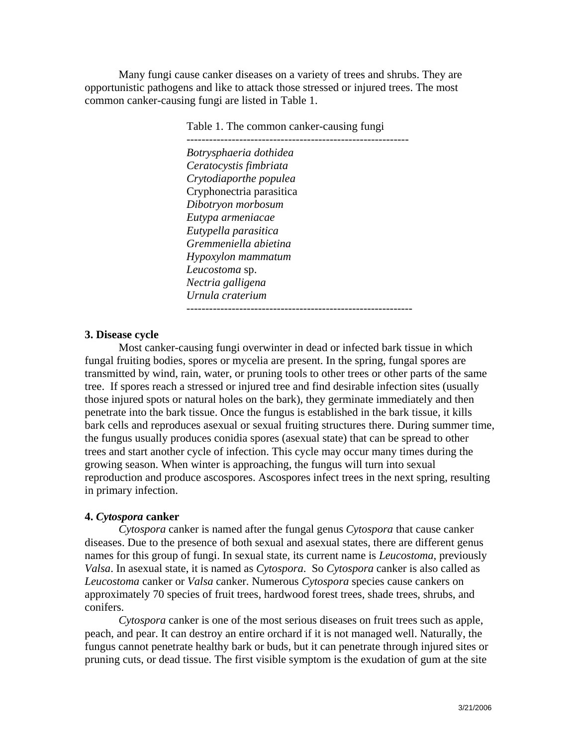Many fungi cause canker diseases on a variety of trees and shrubs. They are opportunistic pathogens and like to attack those stressed or injured trees. The most common canker-causing fungi are listed in Table 1.

Table 1. The common canker-causing fungi

| |
|---|
| *Botrysphaeria dothidea* |
| *Ceratocystis fimbriata* |
| *Crytodiaporthe populea* |
| Cryphonectria parasitica |
| *Dibotryon morbosum* |
| *Eutypa armeniacae* |
| *Eutypella parasitica* |
| *Gremmeniella abietina* |
| *Hypoxylon mammatum* |
| *Leucostoma* sp. |
| *Nectria galligena* |
| *Urnula craterium* |

### 3. Disease cycle

Most canker-causing fungi overwinter in dead or infected bark tissue in which fungal fruiting bodies, spores or mycelia are present. In the spring, fungal spores are transmitted by wind, rain, water, or pruning tools to other trees or other parts of the same tree. If spores reach a stressed or injured tree and find desirable infection sites (usually those injured spots or natural holes on the bark), they germinate immediately and then penetrate into the bark tissue. Once the fungus is established in the bark tissue, it kills bark cells and reproduces asexual or sexual fruiting structures there. During summer time, the fungus usually produces conidia spores (asexual state) that can be spread to other trees and start another cycle of infection. This cycle may occur many times during the growing season. When winter is approaching, the fungus will turn into sexual reproduction and produce ascospores. Ascospores infect trees in the next spring, resulting in primary infection.

### 4. *Cytospora* canker

*Cytospora* canker is named after the fungal genus *Cytospora* that cause canker diseases. Due to the presence of both sexual and asexual states, there are different genus names for this group of fungi. In sexual state, its current name is *Leucostoma*, previously *Valsa*. In asexual state, it is named as *Cytospora*. So *Cytospora* canker is also called as *Leucostoma* canker or *Valsa* canker. Numerous *Cytospora* species cause cankers on approximately 70 species of fruit trees, hardwood forest trees, shade trees, shrubs, and conifers.

*Cytospora* canker is one of the most serious diseases on fruit trees such as apple, peach, and pear. It can destroy an entire orchard if it is not managed well. Naturally, the fungus cannot penetrate healthy bark or buds, but it can penetrate through injured sites or pruning cuts, or dead tissue. The first visible symptom is the exudation of gum at the site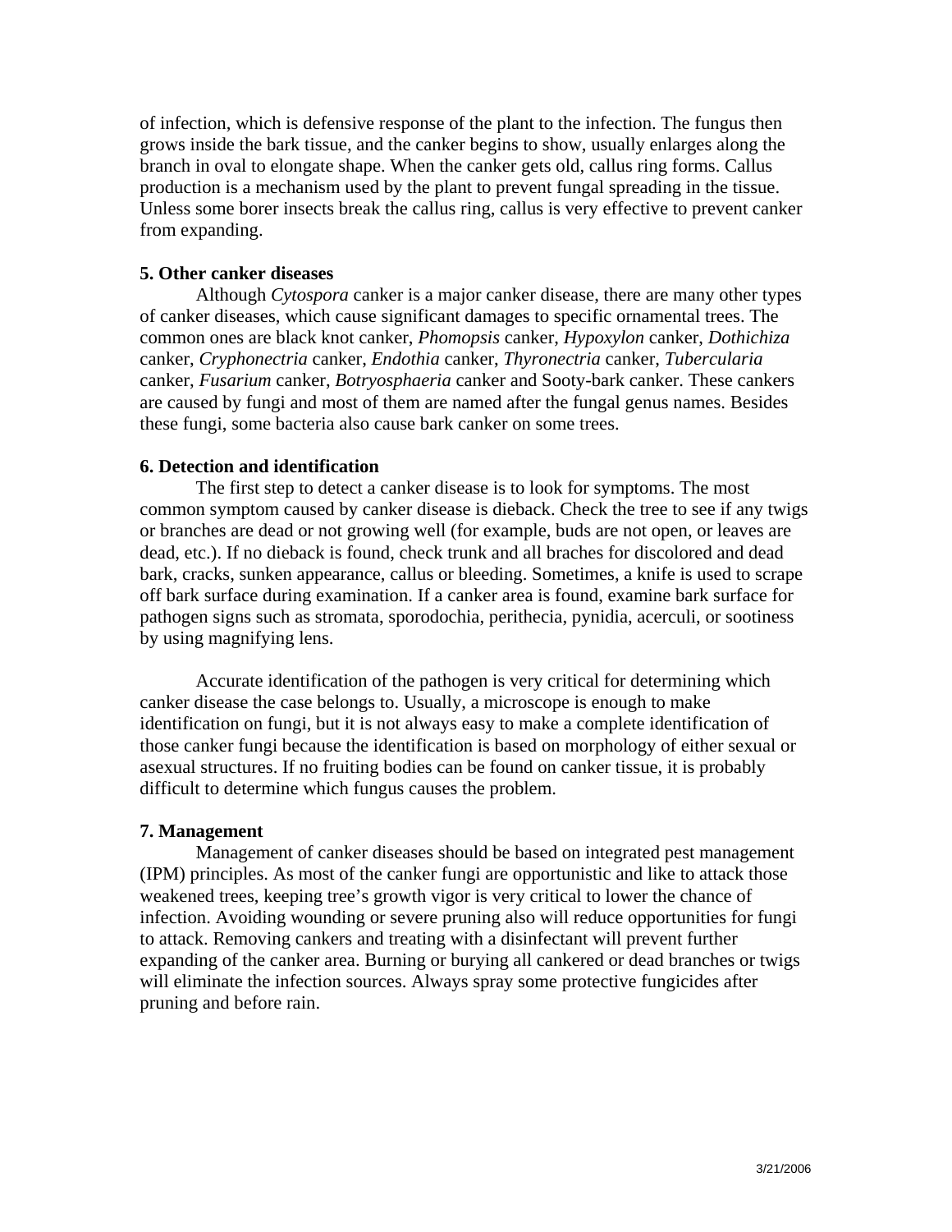of infection, which is defensive response of the plant to the infection. The fungus then grows inside the bark tissue, and the canker begins to show, usually enlarges along the branch in oval to elongate shape. When the canker gets old, callus ring forms. Callus production is a mechanism used by the plant to prevent fungal spreading in the tissue. Unless some borer insects break the callus ring, callus is very effective to prevent canker from expanding.

**5. Other canker diseases**

Although *Cytospora* canker is a major canker disease, there are many other types of canker diseases, which cause significant damages to specific ornamental trees. The common ones are black knot canker, *Phomopsis* canker, *Hypoxylon* canker, *Dothichiza* canker, *Cryphonectria* canker, *Endothia* canker, *Thyronectria* canker, *Tubercularia* canker, *Fusarium* canker, *Botryosphaeria* canker and Sooty-bark canker. These cankers are caused by fungi and most of them are named after the fungal genus names. Besides these fungi, some bacteria also cause bark canker on some trees.

**6. Detection and identification**

The first step to detect a canker disease is to look for symptoms. The most common symptom caused by canker disease is dieback. Check the tree to see if any twigs or branches are dead or not growing well (for example, buds are not open, or leaves are dead, etc.). If no dieback is found, check trunk and all braches for discolored and dead bark, cracks, sunken appearance, callus or bleeding. Sometimes, a knife is used to scrape off bark surface during examination. If a canker area is found, examine bark surface for pathogen signs such as stromata, sporodochia, perithecia, pynidia, acerculi, or sootiness by using magnifying lens.

Accurate identification of the pathogen is very critical for determining which canker disease the case belongs to. Usually, a microscope is enough to make identification on fungi, but it is not always easy to make a complete identification of those canker fungi because the identification is based on morphology of either sexual or asexual structures. If no fruiting bodies can be found on canker tissue, it is probably difficult to determine which fungus causes the problem.

**7. Management**

Management of canker diseases should be based on integrated pest management (IPM) principles. As most of the canker fungi are opportunistic and like to attack those weakened trees, keeping tree's growth vigor is very critical to lower the chance of infection. Avoiding wounding or severe pruning also will reduce opportunities for fungi to attack. Removing cankers and treating with a disinfectant will prevent further expanding of the canker area. Burning or burying all cankered or dead branches or twigs will eliminate the infection sources. Always spray some protective fungicides after pruning and before rain.